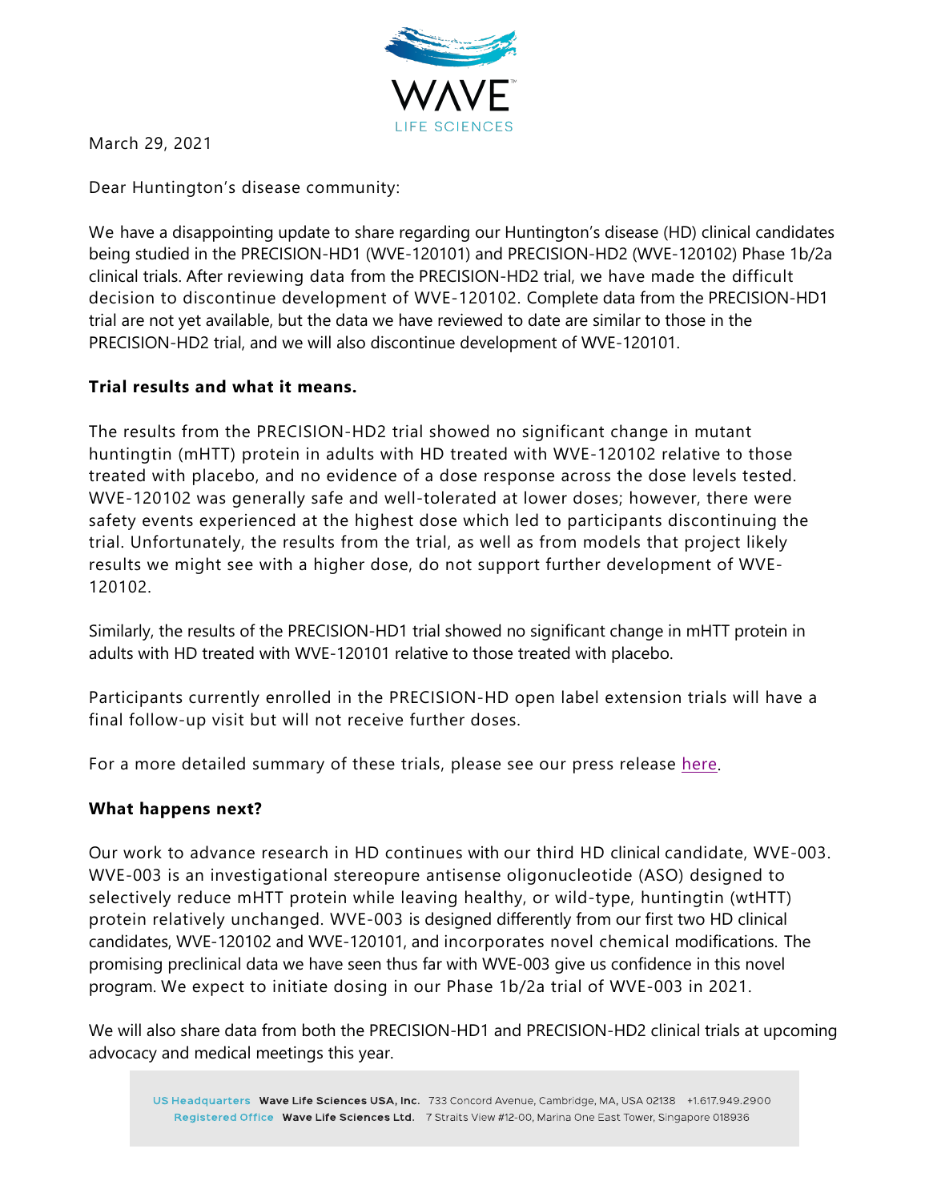March 29, 2021

Dear Huntington's disease community:

We have a disappointing update to share regarding our Huntington's disease (HD) clinical candidates being studied in the PRECISION-HD1 (WVE-120101) and PRECISION-HD2 (WVE-120102) Phase 1b/2a clinical trials. After reviewing data from the PRECISION-HD2 trial, we have made the difficult decision to discontinue development of WVE-120102. Complete data from the PRECISION-HD1 trial are not yet available, but the data we have reviewed to date are similar to those in the PRECISION-HD2 trial, and we will also discontinue development of WVE-120101.

**Trial results and what it means.**

The results from the PRECISION-HD2 trial showed no significant change in mutant huntingtin (mHTT) protein in adults with HD treated with WVE-120102 relative to those treated with placebo, and no evidence of a dose response across the dose levels tested. WVE-120102 was generally safe and well-tolerated at lower doses; however, there were safety events experienced at the highest dose which led to participants discontinuing the trial. Unfortunately, the results from the trial, as well as from models that project likely results we might see with a higher dose, do not support further development of WVE-120102.

Similarly, the results of the PRECISION-HD1 trial showed no significant change in mHTT protein in adults with HD treated with WVE-120101 relative to those treated with placebo.

Participants currently enrolled in the PRECISION-HD open label extension trials will have a final follow-up visit but will not receive further doses.

For a more detailed summary of these trials, please see our press release here.

**What happens next?**

Our work to advance research in HD continues with our third HD clinical candidate, WVE-003. WVE-003 is an investigational stereopure antisense oligonucleotide (ASO) designed to selectively reduce mHTT protein while leaving healthy, or wild-type, huntingtin (wtHTT) protein relatively unchanged. WVE-003 is designed differently from our first two HD clinical candidates, WVE-120102 and WVE-120101, and incorporates novel chemical modifications. The promising preclinical data we have seen thus far with WVE-003 give us confidence in this novel program. We expect to initiate dosing in our Phase 1b/2a trial of WVE-003 in 2021.

We will also share data from both the PRECISION-HD1 and PRECISION-HD2 clinical trials at upcoming advocacy and medical meetings this year.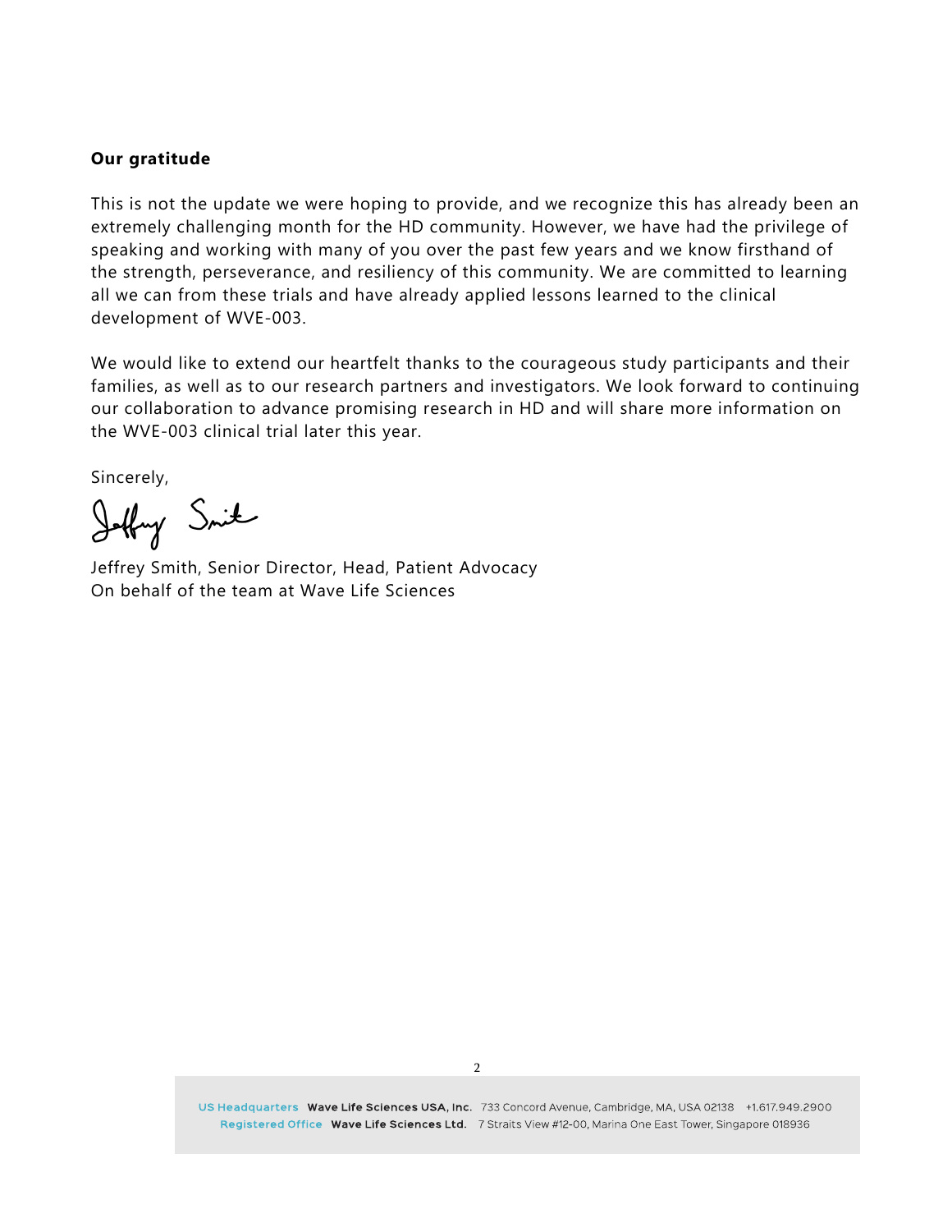**Our gratitude**

This is not the update we were hoping to provide, and we recognize this has already been an extremely challenging month for the HD community. However, we have had the privilege of speaking and working with many of you over the past few years and we know firsthand of the strength, perseverance, and resiliency of this community. We are committed to learning all we can from these trials and have already applied lessons learned to the clinical development of WVE-003.

We would like to extend our heartfelt thanks to the courageous study participants and their families, as well as to our research partners and investigators. We look forward to continuing our collaboration to advance promising research in HD and will share more information on the WVE-003 clinical trial later this year.

Sincerely,

Jeffrey Smith, Senior Director, Head, Patient Advocacy
On behalf of the team at Wave Life Sciences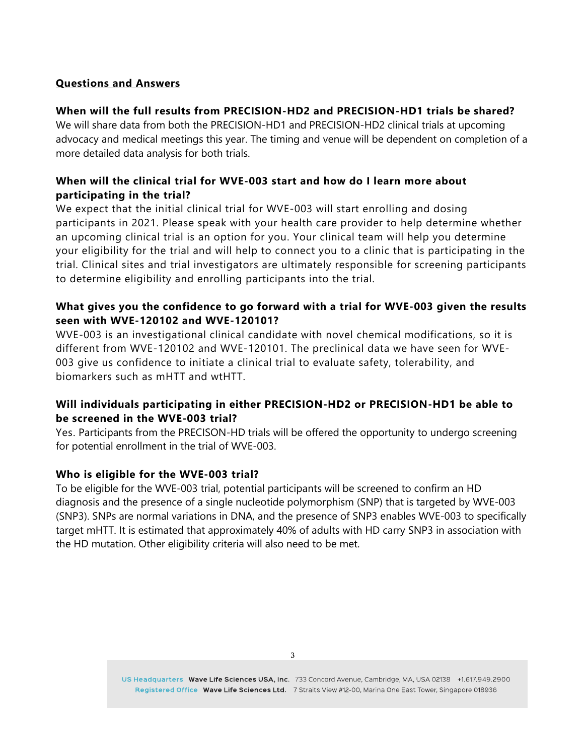**Questions and Answers**

**When will the full results from PRECISION-HD2 and PRECISION-HD1 trials be shared?**

We will share data from both the PRECISION-HD1 and PRECISION-HD2 clinical trials at upcoming advocacy and medical meetings this year. The timing and venue will be dependent on completion of a more detailed data analysis for both trials.

**When will the clinical trial for WVE-003 start and how do I learn more about participating in the trial?**

We expect that the initial clinical trial for WVE-003 will start enrolling and dosing participants in 2021. Please speak with your health care provider to help determine whether an upcoming clinical trial is an option for you. Your clinical team will help you determine your eligibility for the trial and will help to connect you to a clinic that is participating in the trial. Clinical sites and trial investigators are ultimately responsible for screening participants to determine eligibility and enrolling participants into the trial.

**What gives you the confidence to go forward with a trial for WVE-003 given the results seen with WVE-120102 and WVE-120101?**

WVE-003 is an investigational clinical candidate with novel chemical modifications, so it is different from WVE-120102 and WVE-120101. The preclinical data we have seen for WVE-003 give us confidence to initiate a clinical trial to evaluate safety, tolerability, and biomarkers such as mHTT and wtHTT.

**Will individuals participating in either PRECISION-HD2 or PRECISION-HD1 be able to be screened in the WVE-003 trial?**

Yes. Participants from the PRECISON-HD trials will be offered the opportunity to undergo screening for potential enrollment in the trial of WVE-003.

**Who is eligible for the WVE-003 trial?**

To be eligible for the WVE-003 trial, potential participants will be screened to confirm an HD diagnosis and the presence of a single nucleotide polymorphism (SNP) that is targeted by WVE-003 (SNP3). SNPs are normal variations in DNA, and the presence of SNP3 enables WVE-003 to specifically target mHTT. It is estimated that approximately 40% of adults with HD carry SNP3 in association with the HD mutation. Other eligibility criteria will also need to be met.